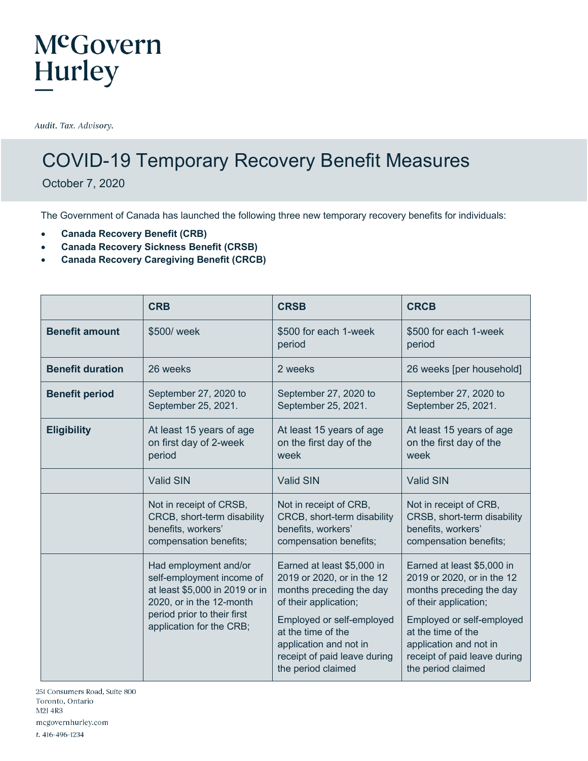McGovern Hurley

*Audit. Tax. Advisory.*

# COVID-19 Temporary Recovery Benefit Measures

October 7, 2020

The Government of Canada has launched the following three new temporary recovery benefits for individuals:

- **Canada Recovery Benefit (CRB)**
- **Canada Recovery Sickness Benefit (CRSB)**
- **Canada Recovery Caregiving Benefit (CRCB)**

| | **CRB** | **CRSB** | **CRCB** |
|---|---|---|---|
| **Benefit amount** | $500/ week | $500 for each 1-week period | $500 for each 1-week period |
| **Benefit duration** | 26 weeks | 2 weeks | 26 weeks [per household] |
| **Benefit period** | September 27, 2020 to September 25, 2021. | September 27, 2020 to September 25, 2021. | September 27, 2020 to September 25, 2021. |
| **Eligibility** | At least 15 years of age on first day of 2-week period | At least 15 years of age on the first day of the week | At least 15 years of age on the first day of the week |
| | Valid SIN | Valid SIN | Valid SIN |
| | Not in receipt of CRSB, CRCB, short-term disability benefits, workers' compensation benefits; | Not in receipt of CRB, CRCB, short-term disability benefits, workers' compensation benefits; | Not in receipt of CRB, CRSB, short-term disability benefits, workers' compensation benefits; |
| | Had employment and/or self-employment income of at least $5,000 in 2019 or in 2020, or in the 12-month period prior to their first application for the CRB; | Earned at least $5,000 in 2019 or 2020, or in the 12 months preceding the day of their application; Employed or self-employed at the time of the application and not in receipt of paid leave during the period claimed | Earned at least $5,000 in 2019 or 2020, or in the 12 months preceding the day of their application; Employed or self-employed at the time of the application and not in receipt of paid leave during the period claimed |

251 Consumers Road, Suite 800
Toronto, Ontario
M2J 4R3
mcgovernhurley.com
t. 416-496-1234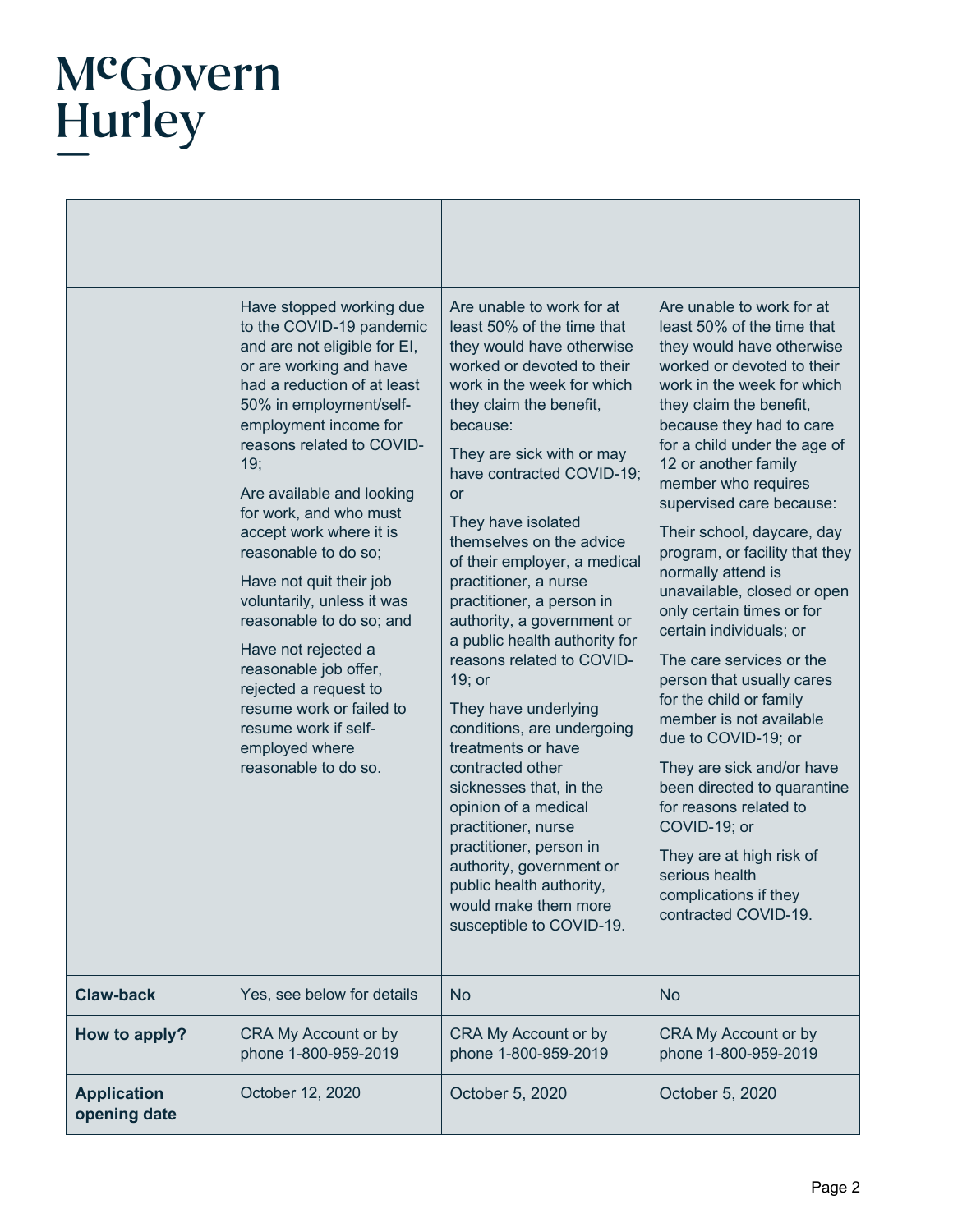| | | | |
|---|---|---|---|
| | Have stopped working due to the COVID-19 pandemic and are not eligible for EI, or are working and have had a reduction of at least 50% in employment/self-employment income for reasons related to COVID-19;<br><br>Are available and looking for work, and who must accept work where it is reasonable to do so;<br><br>Have not quit their job voluntarily, unless it was reasonable to do so; and<br><br>Have not rejected a reasonable job offer, rejected a request to resume work or failed to resume work if self-employed where reasonable to do so. | Are unable to work for at least 50% of the time that they would have otherwise worked or devoted to their work in the week for which they claim the benefit, because:<br><br>They are sick with or may have contracted COVID-19; or<br><br>They have isolated themselves on the advice of their employer, a medical practitioner, a nurse practitioner, a person in authority, a government or a public health authority for reasons related to COVID-19; or<br><br>They have underlying conditions, are undergoing treatments or have contracted other sicknesses that, in the opinion of a medical practitioner, nurse practitioner, person in authority, government or public health authority, would make them more susceptible to COVID-19. | Are unable to work for at least 50% of the time that they would have otherwise worked or devoted to their work in the week for which they claim the benefit, because they had to care for a child under the age of 12 or another family member who requires supervised care because:<br><br>Their school, daycare, day program, or facility that they normally attend is unavailable, closed or open only certain times or for certain individuals; or<br><br>The care services or the person that usually cares for the child or family member is not available due to COVID-19; or<br><br>They are sick and/or have been directed to quarantine for reasons related to COVID-19; or<br><br>They are at high risk of serious health complications if they contracted COVID-19. |
| **Claw-back** | Yes, see below for details | No | No |
| **How to apply?** | CRA My Account or by phone 1-800-959-2019 | CRA My Account or by phone 1-800-959-2019 | CRA My Account or by phone 1-800-959-2019 |
| **Application opening date** | October 12, 2020 | October 5, 2020 | October 5, 2020 |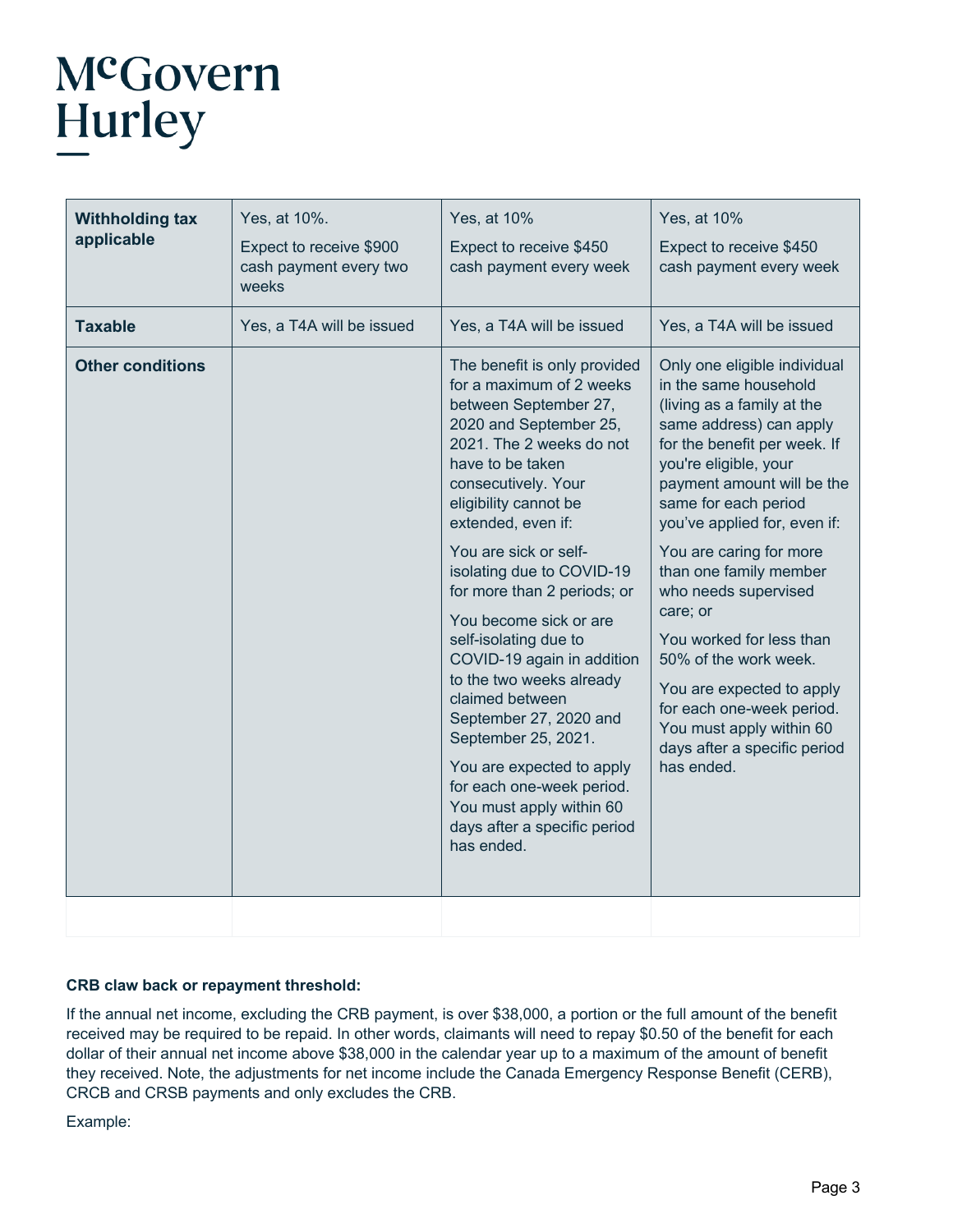| Withholding tax applicable | Yes, at 10%.<br><br>Expect to receive $900 cash payment every two weeks | Yes, at 10%<br><br>Expect to receive $450 cash payment every week | Yes, at 10%<br><br>Expect to receive $450 cash payment every week |
|---|---|---|---|
| **Taxable** | Yes, a T4A will be issued | Yes, a T4A will be issued | Yes, a T4A will be issued |
| **Other conditions** | | The benefit is only provided for a maximum of 2 weeks between September 27, 2020 and September 25, 2021. The 2 weeks do not have to be taken consecutively. Your eligibility cannot be extended, even if:<br><br>You are sick or self-isolating due to COVID-19 for more than 2 periods; or<br><br>You become sick or are self-isolating due to COVID-19 again in addition to the two weeks already claimed between September 27, 2020 and September 25, 2021.<br><br>You are expected to apply for each one-week period. You must apply within 60 days after a specific period has ended. | Only one eligible individual in the same household (living as a family at the same address) can apply for the benefit per week. If you're eligible, your payment amount will be the same for each period you've applied for, even if:<br><br>You are caring for more than one family member who needs supervised care; or<br><br>You worked for less than 50% of the work week.<br><br>You are expected to apply for each one-week period. You must apply within 60 days after a specific period has ended. |
| | | | |

**CRB claw back or repayment threshold:**

If the annual net income, excluding the CRB payment, is over $38,000, a portion or the full amount of the benefit received may be required to be repaid. In other words, claimants will need to repay $0.50 of the benefit for each dollar of their annual net income above $38,000 in the calendar year up to a maximum of the amount of benefit they received. Note, the adjustments for net income include the Canada Emergency Response Benefit (CERB), CRCB and CRSB payments and only excludes the CRB.

Example: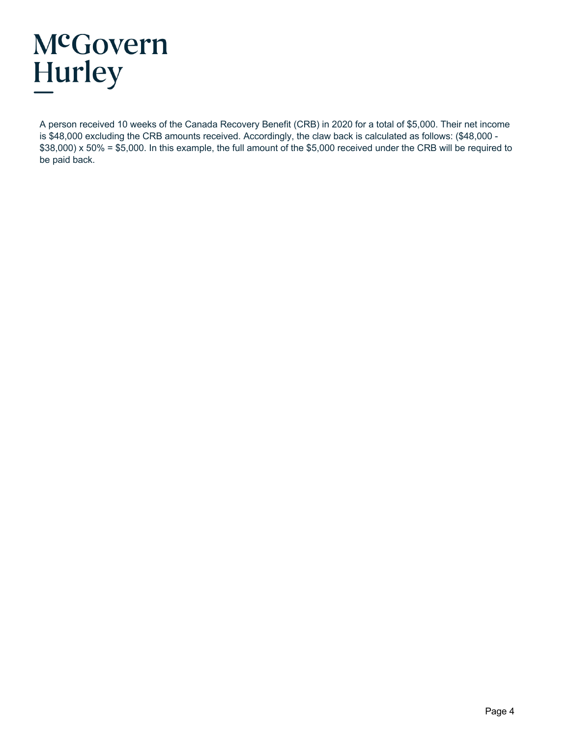A person received 10 weeks of the Canada Recovery Benefit (CRB) in 2020 for a total of $5,000. Their net income is $48,000 excluding the CRB amounts received. Accordingly, the claw back is calculated as follows: ($48,000 - $38,000) x 50% = $5,000. In this example, the full amount of the $5,000 received under the CRB will be required to be paid back.